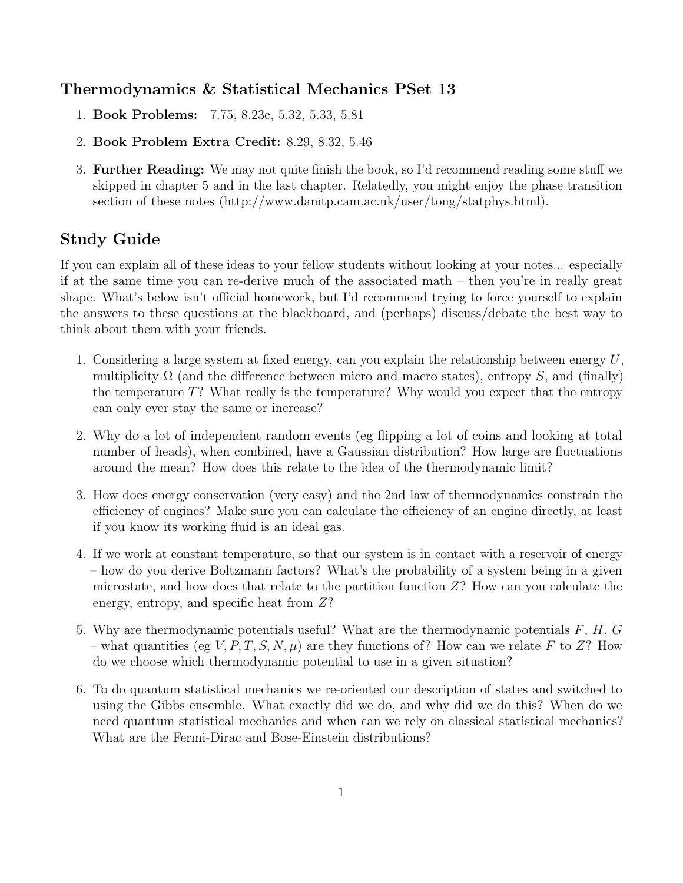## Thermodynamics & Statistical Mechanics PSet 13

1. **Book Problems:** 7.75, 8.23c, 5.32, 5.33, 5.81
2. **Book Problem Extra Credit:** 8.29, 8.32, 5.46
3. **Further Reading:** We may not quite finish the book, so I'd recommend reading some stuff we skipped in chapter 5 and in the last chapter. Relatedly, you might enjoy the phase transition section of these notes (http://www.damtp.cam.ac.uk/user/tong/statphys.html).

## Study Guide

If you can explain all of these ideas to your fellow students without looking at your notes... especially if at the same time you can re-derive much of the associated math – then you're in really great shape. What's below isn't official homework, but I'd recommend trying to force yourself to explain the answers to these questions at the blackboard, and (perhaps) discuss/debate the best way to think about them with your friends.

1. Considering a large system at fixed energy, can you explain the relationship between energy $U$, multiplicity $\Omega$ (and the difference between micro and macro states), entropy $S$, and (finally) the temperature $T$? What really is the temperature? Why would you expect that the entropy can only ever stay the same or increase?
2. Why do a lot of independent random events (eg flipping a lot of coins and looking at total number of heads), when combined, have a Gaussian distribution? How large are fluctuations around the mean? How does this relate to the idea of the thermodynamic limit?
3. How does energy conservation (very easy) and the 2nd law of thermodynamics constrain the efficiency of engines? Make sure you can calculate the efficiency of an engine directly, at least if you know its working fluid is an ideal gas.
4. If we work at constant temperature, so that our system is in contact with a reservoir of energy – how do you derive Boltzmann factors? What's the probability of a system being in a given microstate, and how does that relate to the partition function $Z$? How can you calculate the energy, entropy, and specific heat from $Z$?
5. Why are thermodynamic potentials useful? What are the thermodynamic potentials $F$, $H$, $G$ – what quantities (eg $V, P, T, S, N, \mu$) are they functions of? How can we relate $F$ to $Z$? How do we choose which thermodynamic potential to use in a given situation?
6. To do quantum statistical mechanics we re-oriented our description of states and switched to using the Gibbs ensemble. What exactly did we do, and why did we do this? When do we need quantum statistical mechanics and when can we rely on classical statistical mechanics? What are the Fermi-Dirac and Bose-Einstein distributions?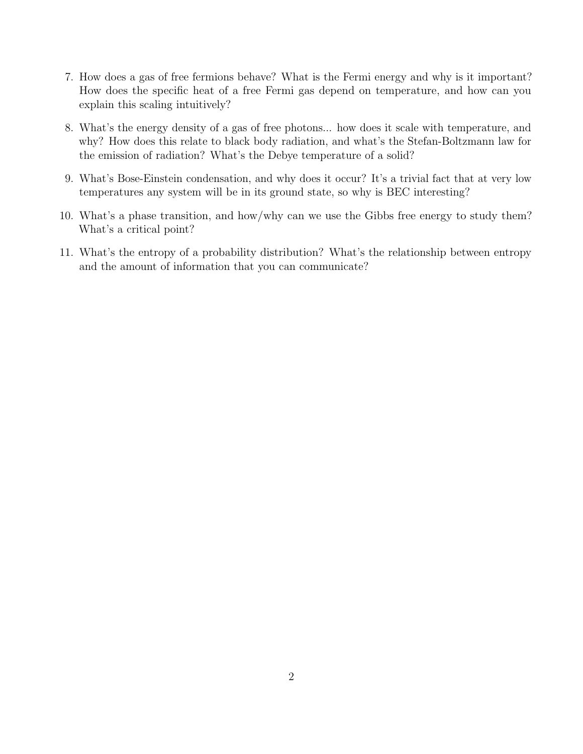7. How does a gas of free fermions behave? What is the Fermi energy and why is it important? How does the specific heat of a free Fermi gas depend on temperature, and how can you explain this scaling intuitively?

8. What's the energy density of a gas of free photons... how does it scale with temperature, and why? How does this relate to black body radiation, and what's the Stefan-Boltzmann law for the emission of radiation? What's the Debye temperature of a solid?

9. What's Bose-Einstein condensation, and why does it occur? It's a trivial fact that at very low temperatures any system will be in its ground state, so why is BEC interesting?

10. What's a phase transition, and how/why can we use the Gibbs free energy to study them? What's a critical point?

11. What's the entropy of a probability distribution? What's the relationship between entropy and the amount of information that you can communicate?